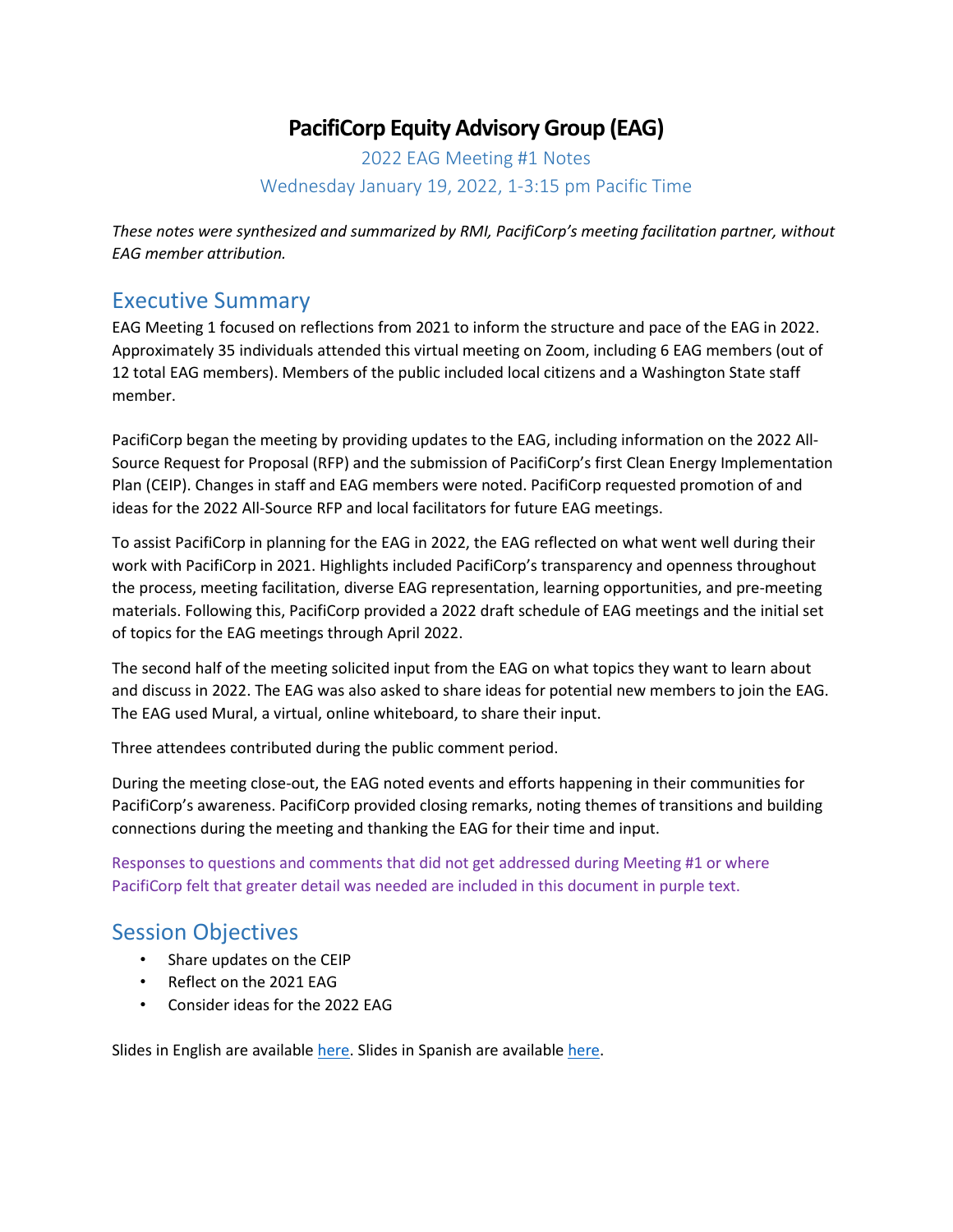# PacifiCorp Equity Advisory Group (EAG)

2022 EAG Meeting #1 Notes

Wednesday January 19, 2022, 1-3:15 pm Pacific Time

*These notes were synthesized and summarized by RMI, PacifiCorp's meeting facilitation partner, without EAG member attribution.*

## Executive Summary

EAG Meeting 1 focused on reflections from 2021 to inform the structure and pace of the EAG in 2022. Approximately 35 individuals attended this virtual meeting on Zoom, including 6 EAG members (out of 12 total EAG members). Members of the public included local citizens and a Washington State staff member.

PacifiCorp began the meeting by providing updates to the EAG, including information on the 2022 All-Source Request for Proposal (RFP) and the submission of PacifiCorp's first Clean Energy Implementation Plan (CEIP). Changes in staff and EAG members were noted. PacifiCorp requested promotion of and ideas for the 2022 All-Source RFP and local facilitators for future EAG meetings.

To assist PacifiCorp in planning for the EAG in 2022, the EAG reflected on what went well during their work with PacifiCorp in 2021. Highlights included PacifiCorp's transparency and openness throughout the process, meeting facilitation, diverse EAG representation, learning opportunities, and pre-meeting materials. Following this, PacifiCorp provided a 2022 draft schedule of EAG meetings and the initial set of topics for the EAG meetings through April 2022.

The second half of the meeting solicited input from the EAG on what topics they want to learn about and discuss in 2022. The EAG was also asked to share ideas for potential new members to join the EAG. The EAG used Mural, a virtual, online whiteboard, to share their input.

Three attendees contributed during the public comment period.

During the meeting close-out, the EAG noted events and efforts happening in their communities for PacifiCorp's awareness. PacifiCorp provided closing remarks, noting themes of transitions and building connections during the meeting and thanking the EAG for their time and input.

Responses to questions and comments that did not get addressed during Meeting #1 or where PacifiCorp felt that greater detail was needed are included in this document in purple text.

## Session Objectives

- Share updates on the CEIP
- Reflect on the 2021 EAG
- Consider ideas for the 2022 EAG

Slides in English are available here. Slides in Spanish are available here.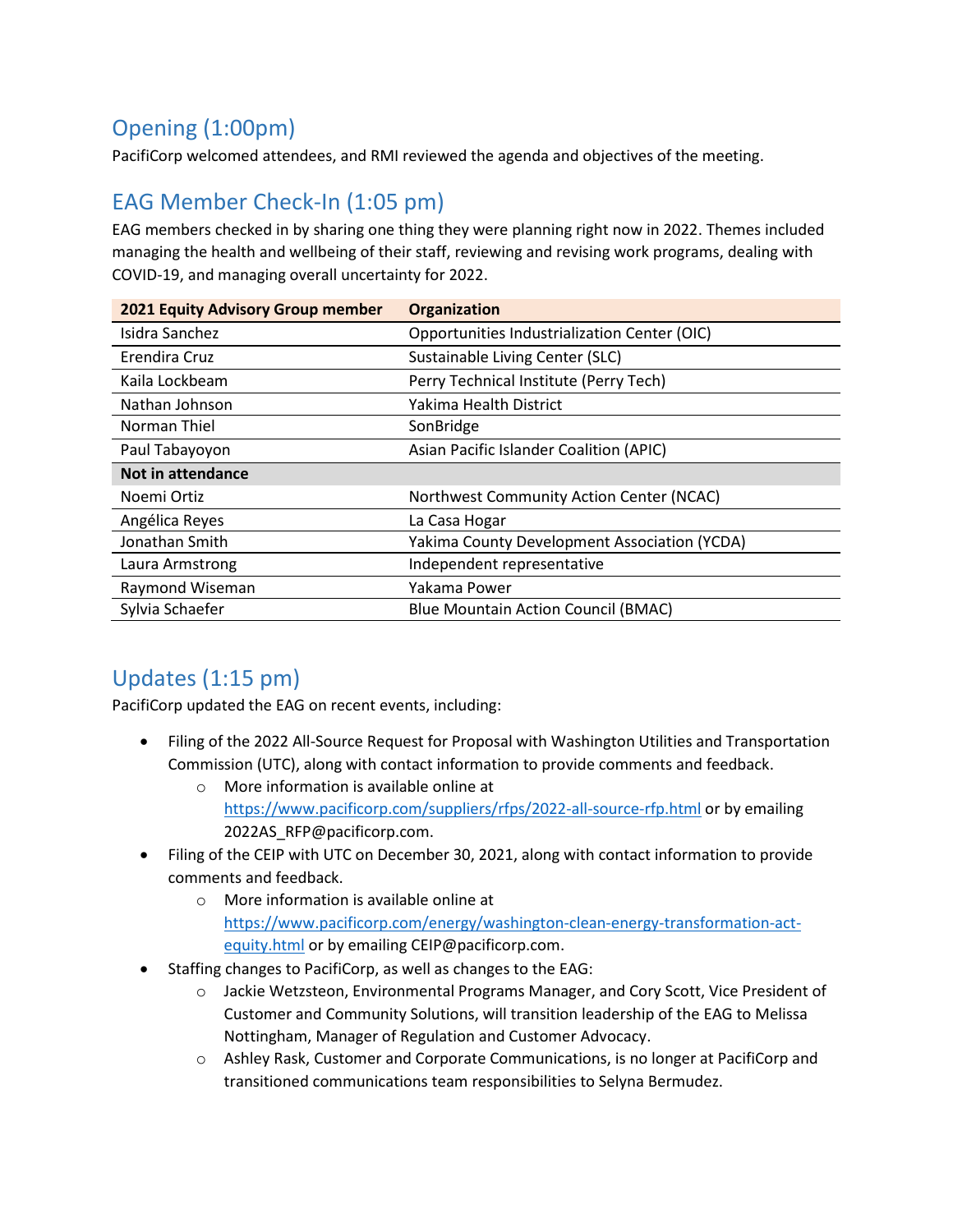## Opening (1:00pm)

PacifiCorp welcomed attendees, and RMI reviewed the agenda and objectives of the meeting.

## EAG Member Check-In (1:05 pm)

EAG members checked in by sharing one thing they were planning right now in 2022. Themes included managing the health and wellbeing of their staff, reviewing and revising work programs, dealing with COVID-19, and managing overall uncertainty for 2022.

| 2021 Equity Advisory Group member | Organization |
|---|---|
| Isidra Sanchez | Opportunities Industrialization Center (OIC) |
| Erendira Cruz | Sustainable Living Center (SLC) |
| Kaila Lockbeam | Perry Technical Institute (Perry Tech) |
| Nathan Johnson | Yakima Health District |
| Norman Thiel | SonBridge |
| Paul Tabayoyon | Asian Pacific Islander Coalition (APIC) |
| **Not in attendance** | |
| Noemi Ortiz | Northwest Community Action Center (NCAC) |
| Angélica Reyes | La Casa Hogar |
| Jonathan Smith | Yakima County Development Association (YCDA) |
| Laura Armstrong | Independent representative |
| Raymond Wiseman | Yakama Power |
| Sylvia Schaefer | Blue Mountain Action Council (BMAC) |

## Updates (1:15 pm)

PacifiCorp updated the EAG on recent events, including:

- Filing of the 2022 All-Source Request for Proposal with Washington Utilities and Transportation Commission (UTC), along with contact information to provide comments and feedback.
  - More information is available online at https://www.pacificorp.com/suppliers/rfps/2022-all-source-rfp.html or by emailing 2022AS_RFP@pacificorp.com.
- Filing of the CEIP with UTC on December 30, 2021, along with contact information to provide comments and feedback.
  - More information is available online at https://www.pacificorp.com/energy/washington-clean-energy-transformation-act-equity.html or by emailing CEIP@pacificorp.com.
- Staffing changes to PacifiCorp, as well as changes to the EAG:
  - Jackie Wetzsteon, Environmental Programs Manager, and Cory Scott, Vice President of Customer and Community Solutions, will transition leadership of the EAG to Melissa Nottingham, Manager of Regulation and Customer Advocacy.
  - Ashley Rask, Customer and Corporate Communications, is no longer at PacifiCorp and transitioned communications team responsibilities to Selyna Bermudez.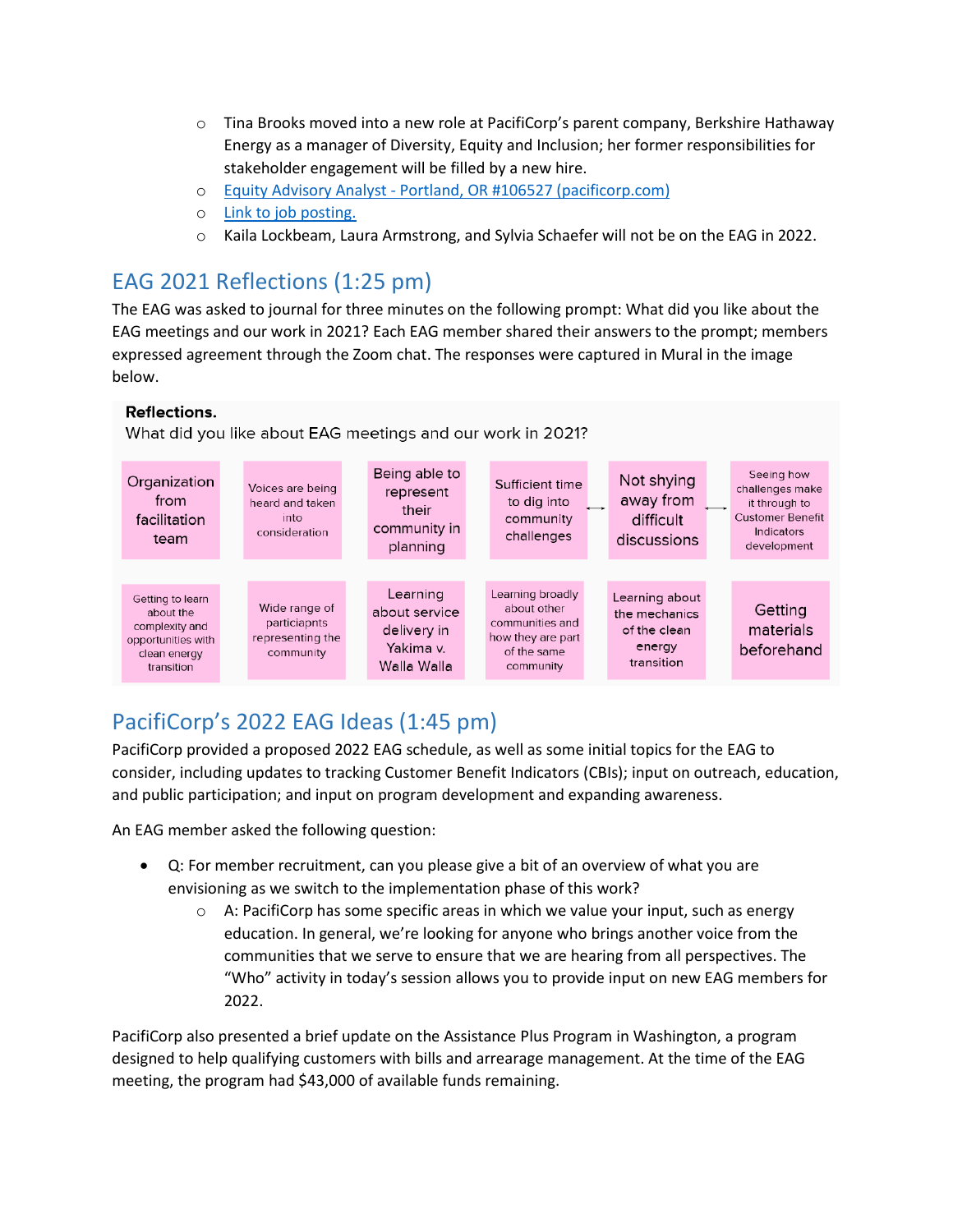- Tina Brooks moved into a new role at PacifiCorp's parent company, Berkshire Hathaway Energy as a manager of Diversity, Equity and Inclusion; her former responsibilities for stakeholder engagement will be filled by a new hire.
- Equity Advisory Analyst - Portland, OR #106527 (pacificorp.com)
- Link to job posting.
- Kaila Lockbeam, Laura Armstrong, and Sylvia Schaefer will not be on the EAG in 2022.

## EAG 2021 Reflections (1:25 pm)

The EAG was asked to journal for three minutes on the following prompt: What did you like about the EAG meetings and our work in 2021? Each EAG member shared their answers to the prompt; members expressed agreement through the Zoom chat. The responses were captured in Mural in the image below.

**Reflections.**

What did you like about EAG meetings and our work in 2021?

- Organization from facilitation team
- Voices are being heard and taken into consideration
- Being able to represent their community in planning
- Sufficient time to dig into community challenges ↔ Not shying away from difficult discussions ↔ Seeing how challenges make it through to Customer Benefit Indicators development
- Getting to learn about the complexity and opportunities with clean energy transition
- Wide range of particiapnts representing the community
- Learning about service delivery in Yakima v. Walla Walla
- Learning broadly about other communities and how they are part of the same community
- Learning about the mechanics of the clean energy transition
- Getting materials beforehand

## PacifiCorp's 2022 EAG Ideas (1:45 pm)

PacifiCorp provided a proposed 2022 EAG schedule, as well as some initial topics for the EAG to consider, including updates to tracking Customer Benefit Indicators (CBIs); input on outreach, education, and public participation; and input on program development and expanding awareness.

An EAG member asked the following question:

- Q: For member recruitment, can you please give a bit of an overview of what you are envisioning as we switch to the implementation phase of this work?
  - A: PacifiCorp has some specific areas in which we value your input, such as energy education. In general, we're looking for anyone who brings another voice from the communities that we serve to ensure that we are hearing from all perspectives. The "Who" activity in today's session allows you to provide input on new EAG members for 2022.

PacifiCorp also presented a brief update on the Assistance Plus Program in Washington, a program designed to help qualifying customers with bills and arrearage management. At the time of the EAG meeting, the program had $43,000 of available funds remaining.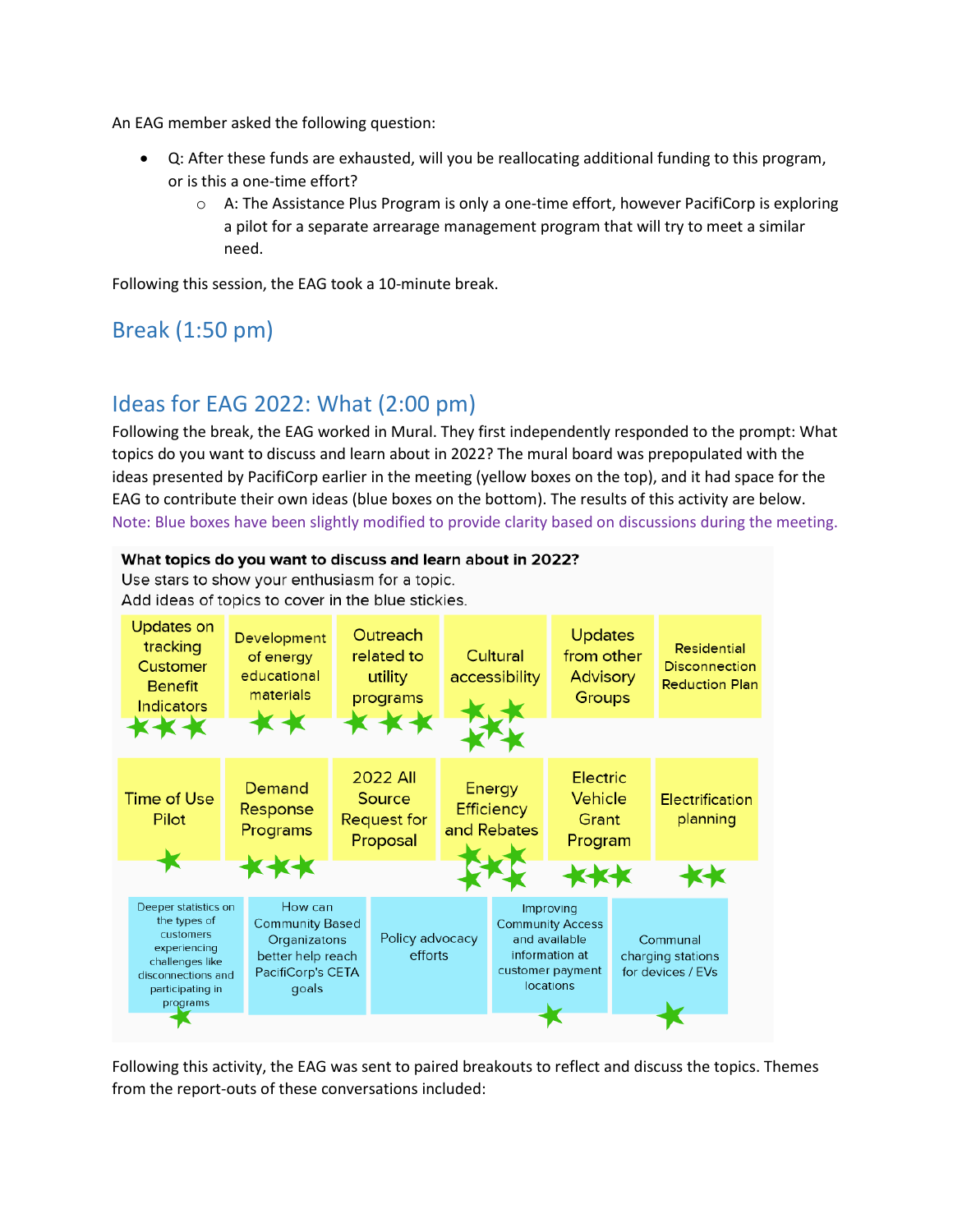An EAG member asked the following question:

- Q: After these funds are exhausted, will you be reallocating additional funding to this program, or is this a one-time effort?
  - A: The Assistance Plus Program is only a one-time effort, however PacifiCorp is exploring a pilot for a separate arrearage management program that will try to meet a similar need.

Following this session, the EAG took a 10-minute break.

## Break (1:50 pm)

## Ideas for EAG 2022: What (2:00 pm)

Following the break, the EAG worked in Mural. They first independently responded to the prompt: What topics do you want to discuss and learn about in 2022? The mural board was prepopulated with the ideas presented by PacifiCorp earlier in the meeting (yellow boxes on the top), and it had space for the EAG to contribute their own ideas (blue boxes on the bottom). The results of this activity are below. Note: Blue boxes have been slightly modified to provide clarity based on discussions during the meeting.

**What topics do you want to discuss and learn about in 2022?**
Use stars to show your enthusiasm for a topic.
Add ideas of topics to cover in the blue stickies.

| Topic (yellow boxes) | Stars |
|---|---|
| Updates on tracking Customer Benefit Indicators | 3 |
| Development of energy educational materials | 2 |
| Outreach related to utility programs | 3 |
| Cultural accessibility | 5 |
| Updates from other Advisory Groups | 0 |
| Residential Disconnection Reduction Plan | 0 |
| Time of Use Pilot | 1 |
| Demand Response Programs | 3 |
| 2022 All Source Request for Proposal | 0 |
| Energy Efficiency and Rebates | 5 |
| Electric Vehicle Grant Program | 3 |
| Electrification planning | 2 |

| Topic (blue boxes) | Stars |
|---|---|
| Deeper statistics on the types of customers experiencing challenges like disconnections and participating in programs | 1 |
| How can Community Based Organizatons better help reach PacifiCorp's CETA goals | 0 |
| Policy advocacy efforts | 0 |
| Improving Community Access and available information at customer payment locations | 1 |
| Communal charging stations for devices / EVs | 1 |

Following this activity, the EAG was sent to paired breakouts to reflect and discuss the topics. Themes from the report-outs of these conversations included: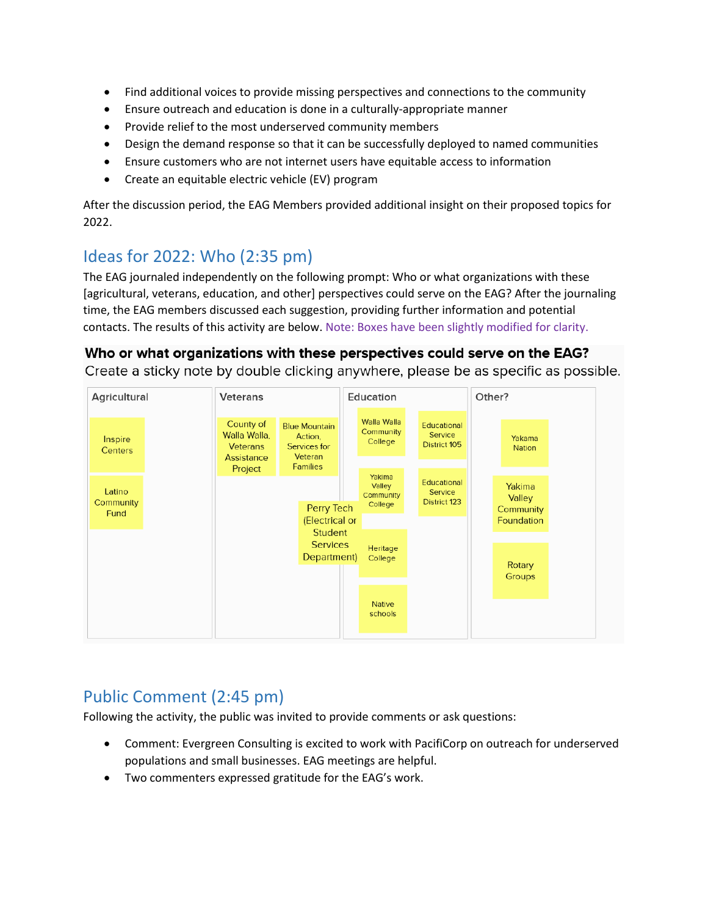- Find additional voices to provide missing perspectives and connections to the community
- Ensure outreach and education is done in a culturally-appropriate manner
- Provide relief to the most underserved community members
- Design the demand response so that it can be successfully deployed to named communities
- Ensure customers who are not internet users have equitable access to information
- Create an equitable electric vehicle (EV) program

After the discussion period, the EAG Members provided additional insight on their proposed topics for 2022.

## Ideas for 2022: Who (2:35 pm)

The EAG journaled independently on the following prompt: Who or what organizations with these [agricultural, veterans, education, and other] perspectives could serve on the EAG? After the journaling time, the EAG members discussed each suggestion, providing further information and potential contacts. The results of this activity are below. Note: Boxes have been slightly modified for clarity.

**Who or what organizations with these perspectives could serve on the EAG?**

Create a sticky note by double clicking anywhere, please be as specific as possible.

| Agricultural | Veterans | Education | Other? |
| --- | --- | --- | --- |
| Inspire Centers | County of Walla Walla, Veterans Assistance Project | Walla Walla Community College | Yakama Nation |
| Latino Community Fund | Blue Mountain Action, Services for Veteran Families | Educational Service District 105 | Yakima Valley Community Foundation |
| | Perry Tech (Electrical or Student Services Department) | Yakima Valley Community College | Rotary Groups |
| | | Educational Service District 123 | |
| | | Heritage College | |
| | | Native schools | |

## Public Comment (2:45 pm)

Following the activity, the public was invited to provide comments or ask questions:

- Comment: Evergreen Consulting is excited to work with PacifiCorp on outreach for underserved populations and small businesses. EAG meetings are helpful.
- Two commenters expressed gratitude for the EAG's work.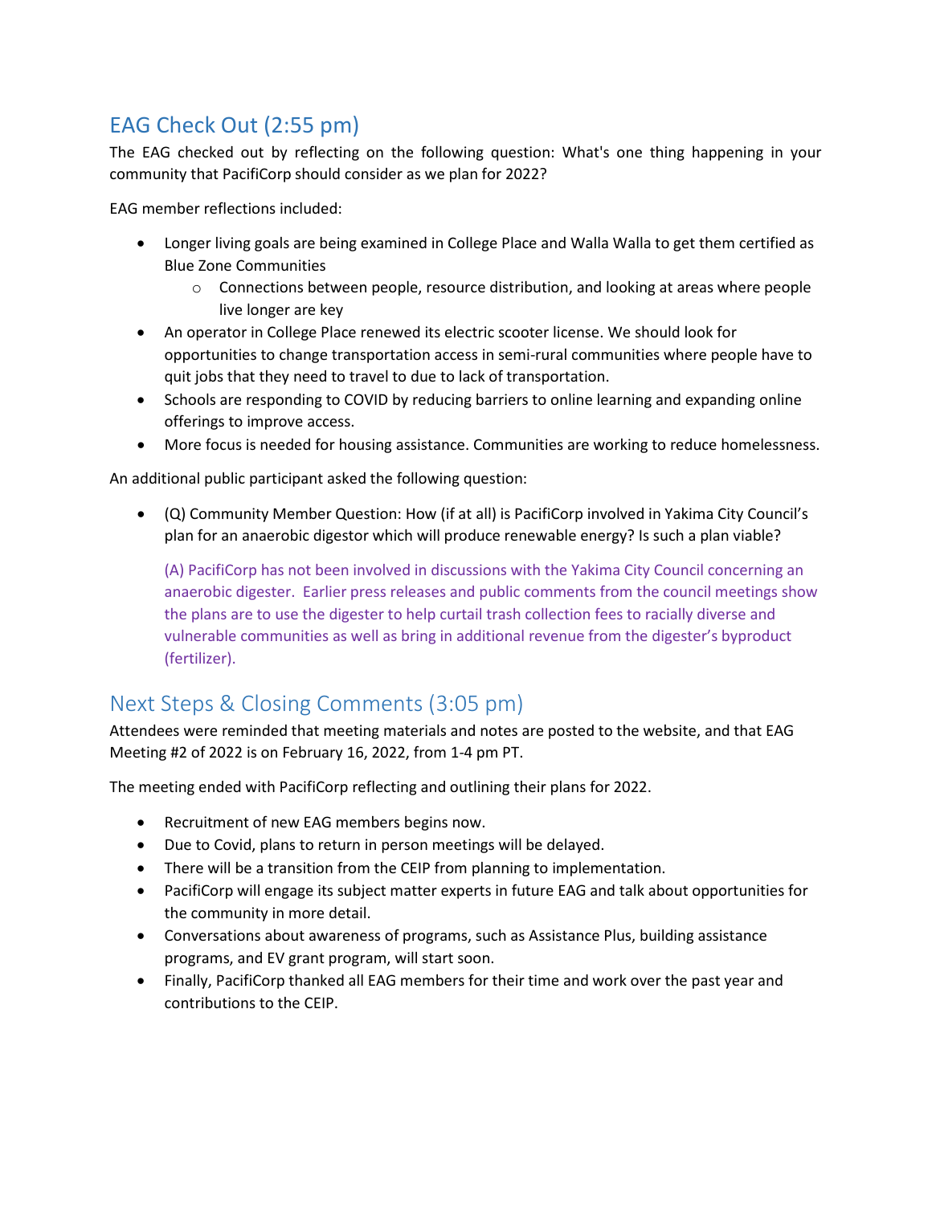## EAG Check Out (2:55 pm)

The EAG checked out by reflecting on the following question: What's one thing happening in your community that PacifiCorp should consider as we plan for 2022?

EAG member reflections included:

- Longer living goals are being examined in College Place and Walla Walla to get them certified as Blue Zone Communities
  - Connections between people, resource distribution, and looking at areas where people live longer are key
- An operator in College Place renewed its electric scooter license. We should look for opportunities to change transportation access in semi-rural communities where people have to quit jobs that they need to travel to due to lack of transportation.
- Schools are responding to COVID by reducing barriers to online learning and expanding online offerings to improve access.
- More focus is needed for housing assistance. Communities are working to reduce homelessness.

An additional public participant asked the following question:

- (Q) Community Member Question: How (if at all) is PacifiCorp involved in Yakima City Council's plan for an anaerobic digestor which will produce renewable energy? Is such a plan viable?

  (A) PacifiCorp has not been involved in discussions with the Yakima City Council concerning an anaerobic digester. Earlier press releases and public comments from the council meetings show the plans are to use the digester to help curtail trash collection fees to racially diverse and vulnerable communities as well as bring in additional revenue from the digester's byproduct (fertilizer).

## Next Steps & Closing Comments (3:05 pm)

Attendees were reminded that meeting materials and notes are posted to the website, and that EAG Meeting #2 of 2022 is on February 16, 2022, from 1-4 pm PT.

The meeting ended with PacifiCorp reflecting and outlining their plans for 2022.

- Recruitment of new EAG members begins now.
- Due to Covid, plans to return in person meetings will be delayed.
- There will be a transition from the CEIP from planning to implementation.
- PacifiCorp will engage its subject matter experts in future EAG and talk about opportunities for the community in more detail.
- Conversations about awareness of programs, such as Assistance Plus, building assistance programs, and EV grant program, will start soon.
- Finally, PacifiCorp thanked all EAG members for their time and work over the past year and contributions to the CEIP.